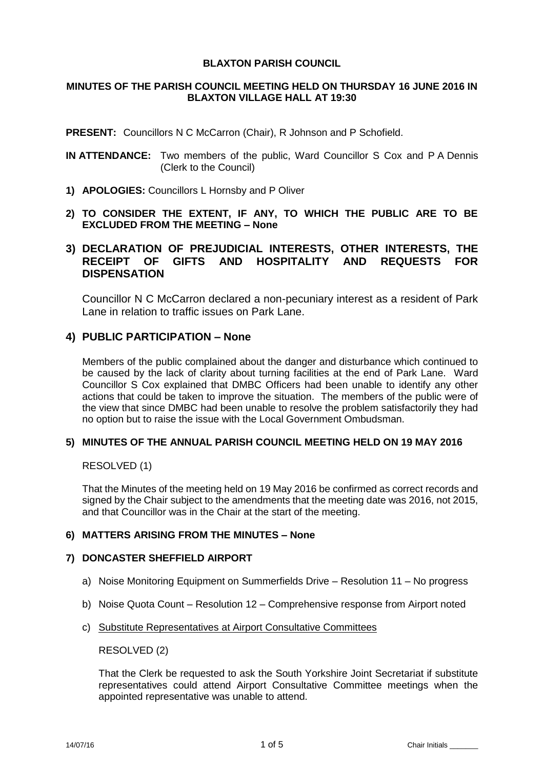# BLAXTON PARISH COUNCIL

## MINUTES OF THE PARISH COUNCIL MEETING HELD ON THURSDAY 16 JUNE 2016 IN BLAXTON VILLAGE HALL AT 19:30

**PRESENT:** Councillors N C McCarron (Chair), R Johnson and P Schofield.

**IN ATTENDANCE:** Two members of the public, Ward Councillor S Cox and P A Dennis (Clerk to the Council)

**1) APOLOGIES:** Councillors L Hornsby and P Oliver

**2) TO CONSIDER THE EXTENT, IF ANY, TO WHICH THE PUBLIC ARE TO BE EXCLUDED FROM THE MEETING – None**

## 3) DECLARATION OF PREJUDICIAL INTERESTS, OTHER INTERESTS, THE RECEIPT OF GIFTS AND HOSPITALITY AND REQUESTS FOR DISPENSATION

Councillor N C McCarron declared a non-pecuniary interest as a resident of Park Lane in relation to traffic issues on Park Lane.

## 4) PUBLIC PARTICIPATION – None

Members of the public complained about the danger and disturbance which continued to be caused by the lack of clarity about turning facilities at the end of Park Lane. Ward Councillor S Cox explained that DMBC Officers had been unable to identify any other actions that could be taken to improve the situation. The members of the public were of the view that since DMBC had been unable to resolve the problem satisfactorily they had no option but to raise the issue with the Local Government Ombudsman.

### 5) MINUTES OF THE ANNUAL PARISH COUNCIL MEETING HELD ON 19 MAY 2016

RESOLVED (1)

That the Minutes of the meeting held on 19 May 2016 be confirmed as correct records and signed by the Chair subject to the amendments that the meeting date was 2016, not 2015, and that Councillor was in the Chair at the start of the meeting.

### 6) MATTERS ARISING FROM THE MINUTES – None

### 7) DONCASTER SHEFFIELD AIRPORT

a) Noise Monitoring Equipment on Summerfields Drive – Resolution 11 – No progress

b) Noise Quota Count – Resolution 12 – Comprehensive response from Airport noted

c) Substitute Representatives at Airport Consultative Committees

RESOLVED (2)

That the Clerk be requested to ask the South Yorkshire Joint Secretariat if substitute representatives could attend Airport Consultative Committee meetings when the appointed representative was unable to attend.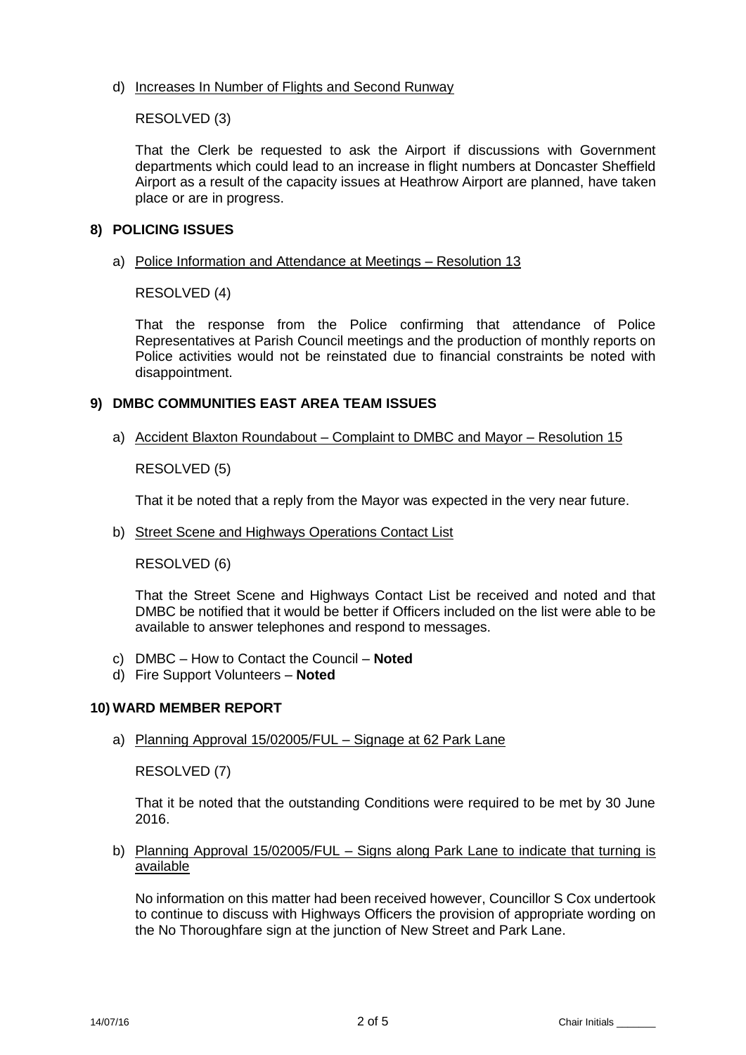d) Increases In Number of Flights and Second Runway

RESOLVED (3)

That the Clerk be requested to ask the Airport if discussions with Government departments which could lead to an increase in flight numbers at Doncaster Sheffield Airport as a result of the capacity issues at Heathrow Airport are planned, have taken place or are in progress.

## 8) POLICING ISSUES

a) Police Information and Attendance at Meetings – Resolution 13

RESOLVED (4)

That the response from the Police confirming that attendance of Police Representatives at Parish Council meetings and the production of monthly reports on Police activities would not be reinstated due to financial constraints be noted with disappointment.

## 9) DMBC COMMUNITIES EAST AREA TEAM ISSUES

a) Accident Blaxton Roundabout – Complaint to DMBC and Mayor – Resolution 15

RESOLVED (5)

That it be noted that a reply from the Mayor was expected in the very near future.

b) Street Scene and Highways Operations Contact List

RESOLVED (6)

That the Street Scene and Highways Contact List be received and noted and that DMBC be notified that it would be better if Officers included on the list were able to be available to answer telephones and respond to messages.

c) DMBC – How to Contact the Council – **Noted**
d) Fire Support Volunteers – **Noted**

## 10) WARD MEMBER REPORT

a) Planning Approval 15/02005/FUL – Signage at 62 Park Lane

RESOLVED (7)

That it be noted that the outstanding Conditions were required to be met by 30 June 2016.

b) Planning Approval 15/02005/FUL – Signs along Park Lane to indicate that turning is available

No information on this matter had been received however, Councillor S Cox undertook to continue to discuss with Highways Officers the provision of appropriate wording on the No Thoroughfare sign at the junction of New Street and Park Lane.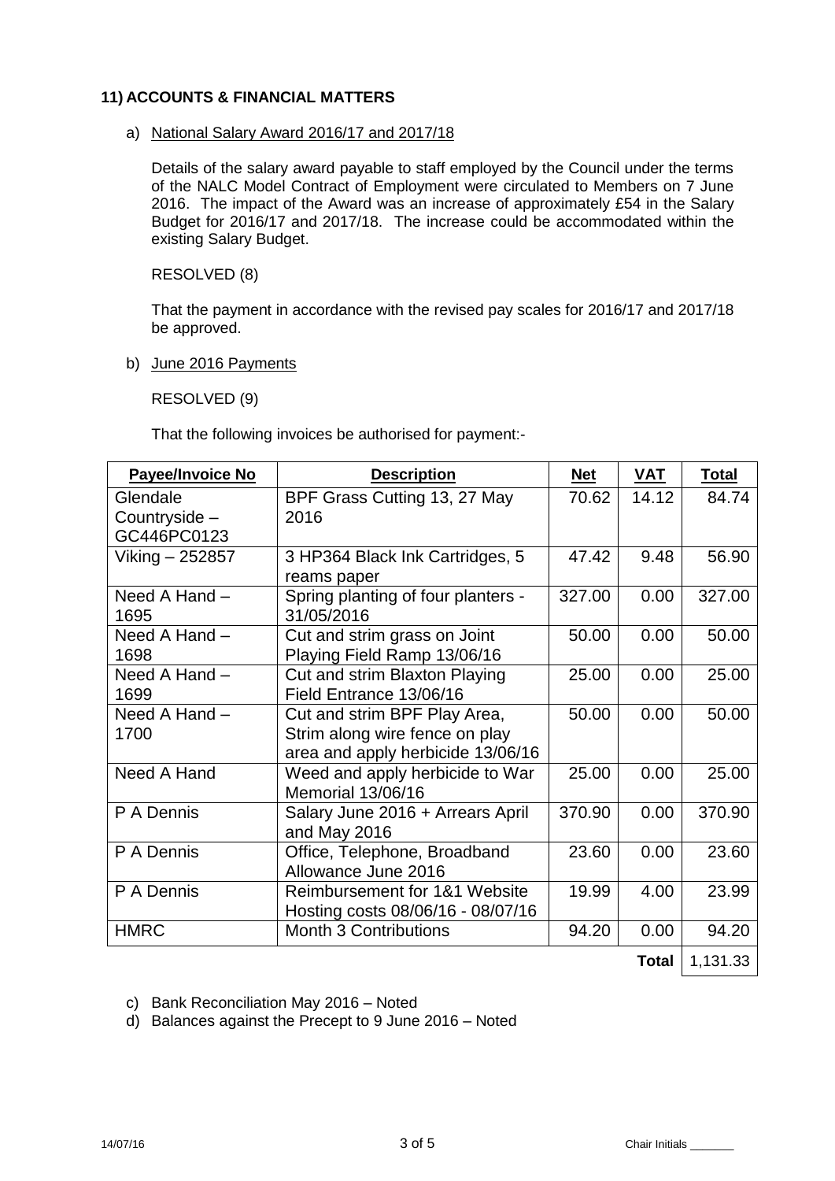## 11) ACCOUNTS & FINANCIAL MATTERS

a) National Salary Award 2016/17 and 2017/18

Details of the salary award payable to staff employed by the Council under the terms of the NALC Model Contract of Employment were circulated to Members on 7 June 2016. The impact of the Award was an increase of approximately £54 in the Salary Budget for 2016/17 and 2017/18. The increase could be accommodated within the existing Salary Budget.

RESOLVED (8)

That the payment in accordance with the revised pay scales for 2016/17 and 2017/18 be approved.

b) June 2016 Payments

RESOLVED (9)

That the following invoices be authorised for payment:-

| Payee/Invoice No | Description | Net | VAT | Total |
|---|---|---|---|---|
| Glendale Countryside – GC446PC0123 | BPF Grass Cutting 13, 27 May 2016 | 70.62 | 14.12 | 84.74 |
| Viking – 252857 | 3 HP364 Black Ink Cartridges, 5 reams paper | 47.42 | 9.48 | 56.90 |
| Need A Hand – 1695 | Spring planting of four planters - 31/05/2016 | 327.00 | 0.00 | 327.00 |
| Need A Hand – 1698 | Cut and strim grass on Joint Playing Field Ramp 13/06/16 | 50.00 | 0.00 | 50.00 |
| Need A Hand – 1699 | Cut and strim Blaxton Playing Field Entrance 13/06/16 | 25.00 | 0.00 | 25.00 |
| Need A Hand – 1700 | Cut and strim BPF Play Area, Strim along wire fence on play area and apply herbicide 13/06/16 | 50.00 | 0.00 | 50.00 |
| Need A Hand | Weed and apply herbicide to War Memorial 13/06/16 | 25.00 | 0.00 | 25.00 |
| P A Dennis | Salary June 2016 + Arrears April and May 2016 | 370.90 | 0.00 | 370.90 |
| P A Dennis | Office, Telephone, Broadband Allowance June 2016 | 23.60 | 0.00 | 23.60 |
| P A Dennis | Reimbursement for 1&1 Website Hosting costs 08/06/16 - 08/07/16 | 19.99 | 4.00 | 23.99 |
| HMRC | Month 3 Contributions | 94.20 | 0.00 | 94.20 |
| | | | **Total** | 1,131.33 |

c) Bank Reconciliation May 2016 – Noted

d) Balances against the Precept to 9 June 2016 – Noted

14/07/16 Chair Initials _______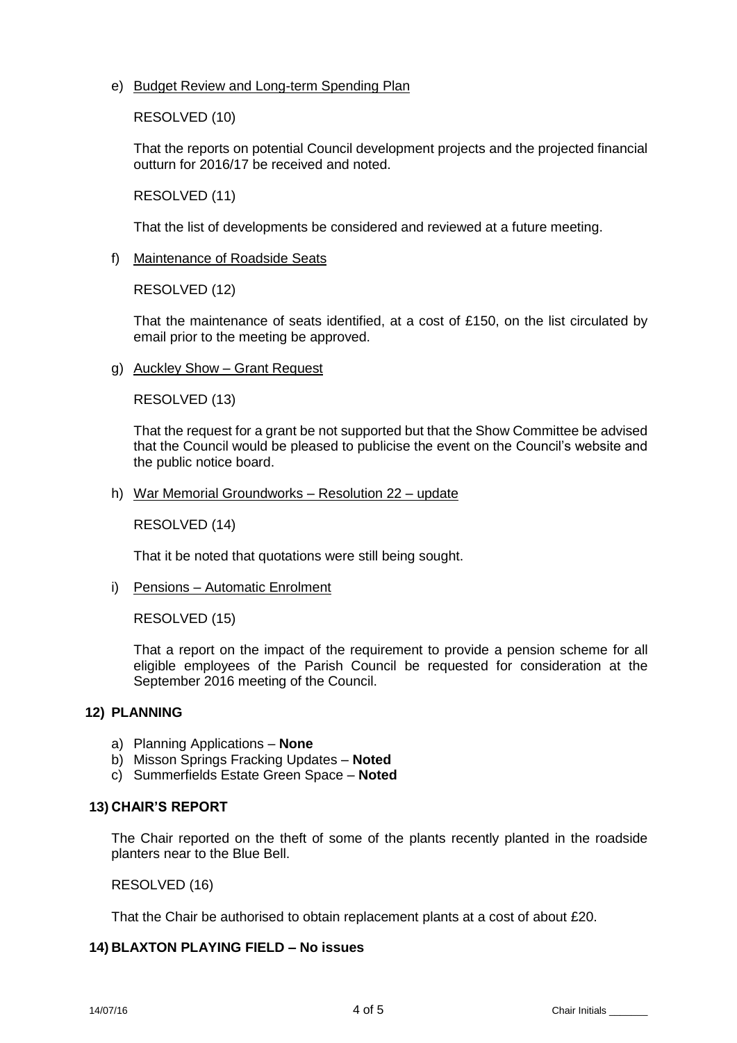e) Budget Review and Long-term Spending Plan

RESOLVED (10)

That the reports on potential Council development projects and the projected financial outturn for 2016/17 be received and noted.

RESOLVED (11)

That the list of developments be considered and reviewed at a future meeting.

f) Maintenance of Roadside Seats

RESOLVED (12)

That the maintenance of seats identified, at a cost of £150, on the list circulated by email prior to the meeting be approved.

g) Auckley Show – Grant Request

RESOLVED (13)

That the request for a grant be not supported but that the Show Committee be advised that the Council would be pleased to publicise the event on the Council's website and the public notice board.

h) War Memorial Groundworks – Resolution 22 – update

RESOLVED (14)

That it be noted that quotations were still being sought.

i) Pensions – Automatic Enrolment

RESOLVED (15)

That a report on the impact of the requirement to provide a pension scheme for all eligible employees of the Parish Council be requested for consideration at the September 2016 meeting of the Council.

## 12) PLANNING

a) Planning Applications – **None**
b) Misson Springs Fracking Updates – **Noted**
c) Summerfields Estate Green Space – **Noted**

## 13) CHAIR'S REPORT

The Chair reported on the theft of some of the plants recently planted in the roadside planters near to the Blue Bell.

RESOLVED (16)

That the Chair be authorised to obtain replacement plants at a cost of about £20.

## 14) BLAXTON PLAYING FIELD – No issues

14/07/16 Chair Initials _______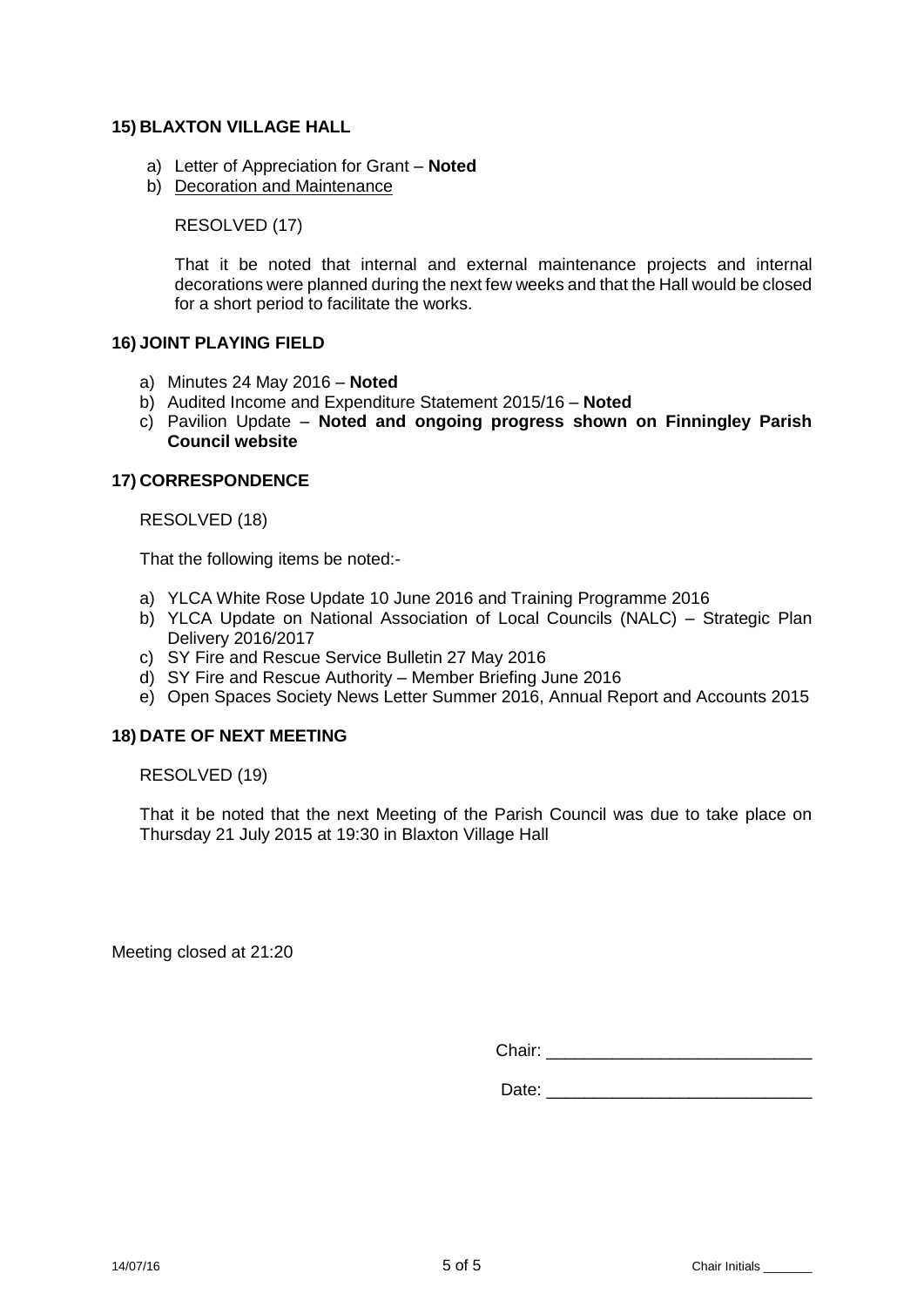## 15) BLAXTON VILLAGE HALL

a) Letter of Appreciation for Grant – **Noted**
b) Decoration and Maintenance

RESOLVED (17)

That it be noted that internal and external maintenance projects and internal decorations were planned during the next few weeks and that the Hall would be closed for a short period to facilitate the works.

## 16) JOINT PLAYING FIELD

a) Minutes 24 May 2016 – **Noted**
b) Audited Income and Expenditure Statement 2015/16 – **Noted**
c) Pavilion Update – **Noted and ongoing progress shown on Finningley Parish Council website**

## 17) CORRESPONDENCE

RESOLVED (18)

That the following items be noted:-

a) YLCA White Rose Update 10 June 2016 and Training Programme 2016
b) YLCA Update on National Association of Local Councils (NALC) – Strategic Plan Delivery 2016/2017
c) SY Fire and Rescue Service Bulletin 27 May 2016
d) SY Fire and Rescue Authority – Member Briefing June 2016
e) Open Spaces Society News Letter Summer 2016, Annual Report and Accounts 2015

## 18) DATE OF NEXT MEETING

RESOLVED (19)

That it be noted that the next Meeting of the Parish Council was due to take place on Thursday 21 July 2015 at 19:30 in Blaxton Village Hall

Meeting closed at 21:20

Chair: ___________________________

Date: ___________________________

14/07/16 Chair Initials _______